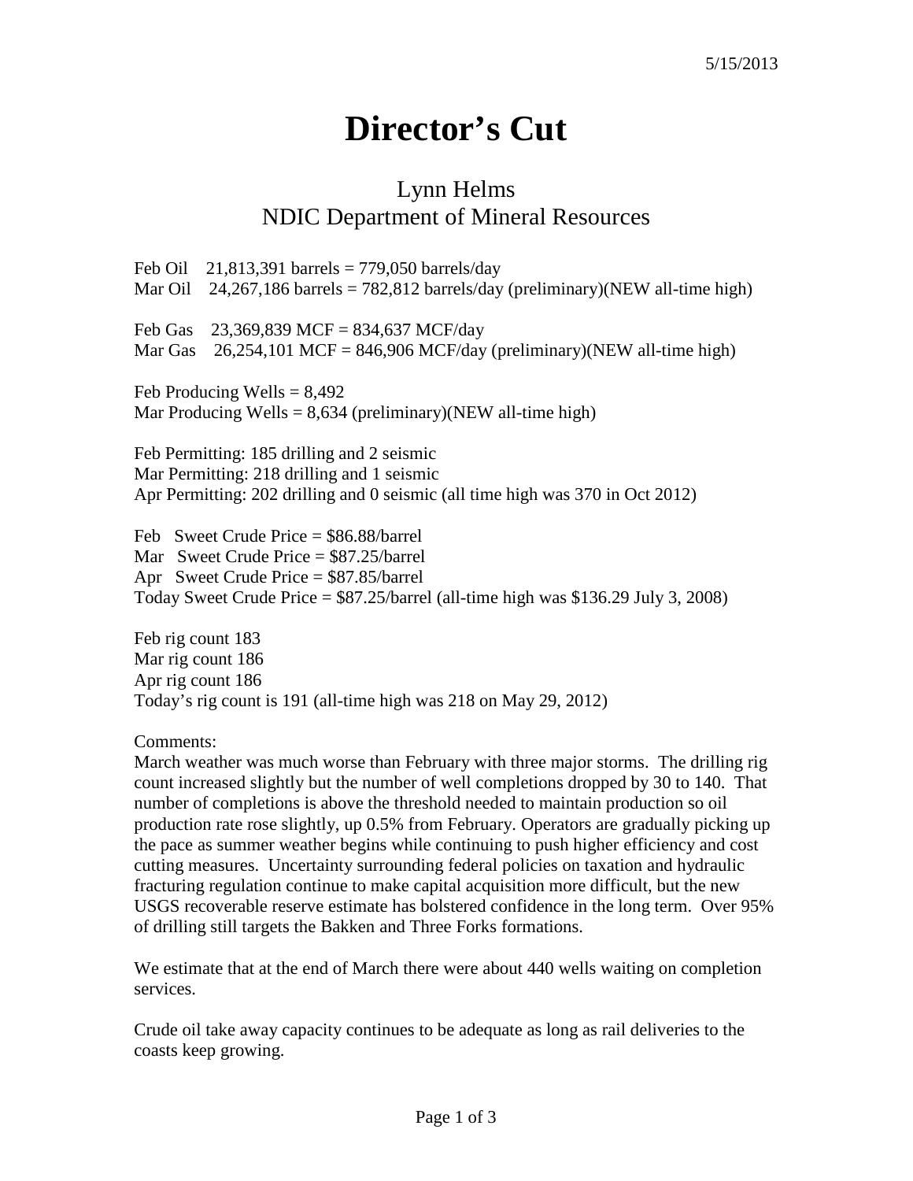5/15/2013

# Director's Cut

## Lynn Helms
## NDIC Department of Mineral Resources

Feb Oil 21,813,391 barrels = 779,050 barrels/day
Mar Oil 24,267,186 barrels = 782,812 barrels/day (preliminary)(NEW all-time high)

Feb Gas 23,369,839 MCF = 834,637 MCF/day
Mar Gas 26,254,101 MCF = 846,906 MCF/day (preliminary)(NEW all-time high)

Feb Producing Wells = 8,492
Mar Producing Wells = 8,634 (preliminary)(NEW all-time high)

Feb Permitting: 185 drilling and 2 seismic
Mar Permitting: 218 drilling and 1 seismic
Apr Permitting: 202 drilling and 0 seismic (all time high was 370 in Oct 2012)

Feb Sweet Crude Price = $86.88/barrel
Mar Sweet Crude Price = $87.25/barrel
Apr Sweet Crude Price = $87.85/barrel
Today Sweet Crude Price = $87.25/barrel (all-time high was $136.29 July 3, 2008)

Feb rig count 183
Mar rig count 186
Apr rig count 186
Today's rig count is 191 (all-time high was 218 on May 29, 2012)

Comments:
March weather was much worse than February with three major storms. The drilling rig count increased slightly but the number of well completions dropped by 30 to 140. That number of completions is above the threshold needed to maintain production so oil production rate rose slightly, up 0.5% from February. Operators are gradually picking up the pace as summer weather begins while continuing to push higher efficiency and cost cutting measures. Uncertainty surrounding federal policies on taxation and hydraulic fracturing regulation continue to make capital acquisition more difficult, but the new USGS recoverable reserve estimate has bolstered confidence in the long term. Over 95% of drilling still targets the Bakken and Three Forks formations.

We estimate that at the end of March there were about 440 wells waiting on completion services.

Crude oil take away capacity continues to be adequate as long as rail deliveries to the coasts keep growing.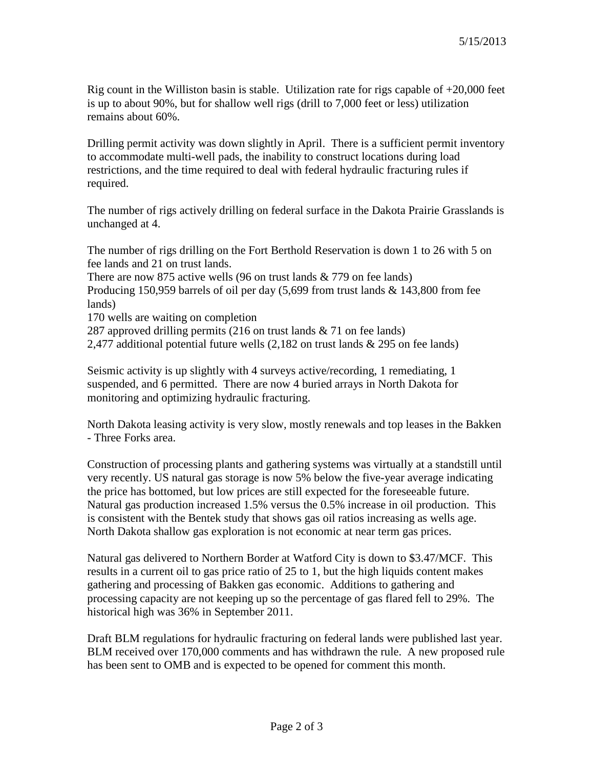5/15/2013

Rig count in the Williston basin is stable. Utilization rate for rigs capable of +20,000 feet is up to about 90%, but for shallow well rigs (drill to 7,000 feet or less) utilization remains about 60%.

Drilling permit activity was down slightly in April. There is a sufficient permit inventory to accommodate multi-well pads, the inability to construct locations during load restrictions, and the time required to deal with federal hydraulic fracturing rules if required.

The number of rigs actively drilling on federal surface in the Dakota Prairie Grasslands is unchanged at 4.

The number of rigs drilling on the Fort Berthold Reservation is down 1 to 26 with 5 on fee lands and 21 on trust lands.
There are now 875 active wells (96 on trust lands & 779 on fee lands)
Producing 150,959 barrels of oil per day (5,699 from trust lands & 143,800 from fee lands)
170 wells are waiting on completion
287 approved drilling permits (216 on trust lands & 71 on fee lands)
2,477 additional potential future wells (2,182 on trust lands & 295 on fee lands)

Seismic activity is up slightly with 4 surveys active/recording, 1 remediating, 1 suspended, and 6 permitted. There are now 4 buried arrays in North Dakota for monitoring and optimizing hydraulic fracturing.

North Dakota leasing activity is very slow, mostly renewals and top leases in the Bakken - Three Forks area.

Construction of processing plants and gathering systems was virtually at a standstill until very recently. US natural gas storage is now 5% below the five-year average indicating the price has bottomed, but low prices are still expected for the foreseeable future. Natural gas production increased 1.5% versus the 0.5% increase in oil production. This is consistent with the Bentek study that shows gas oil ratios increasing as wells age. North Dakota shallow gas exploration is not economic at near term gas prices.

Natural gas delivered to Northern Border at Watford City is down to $3.47/MCF. This results in a current oil to gas price ratio of 25 to 1, but the high liquids content makes gathering and processing of Bakken gas economic. Additions to gathering and processing capacity are not keeping up so the percentage of gas flared fell to 29%. The historical high was 36% in September 2011.

Draft BLM regulations for hydraulic fracturing on federal lands were published last year. BLM received over 170,000 comments and has withdrawn the rule. A new proposed rule has been sent to OMB and is expected to be opened for comment this month.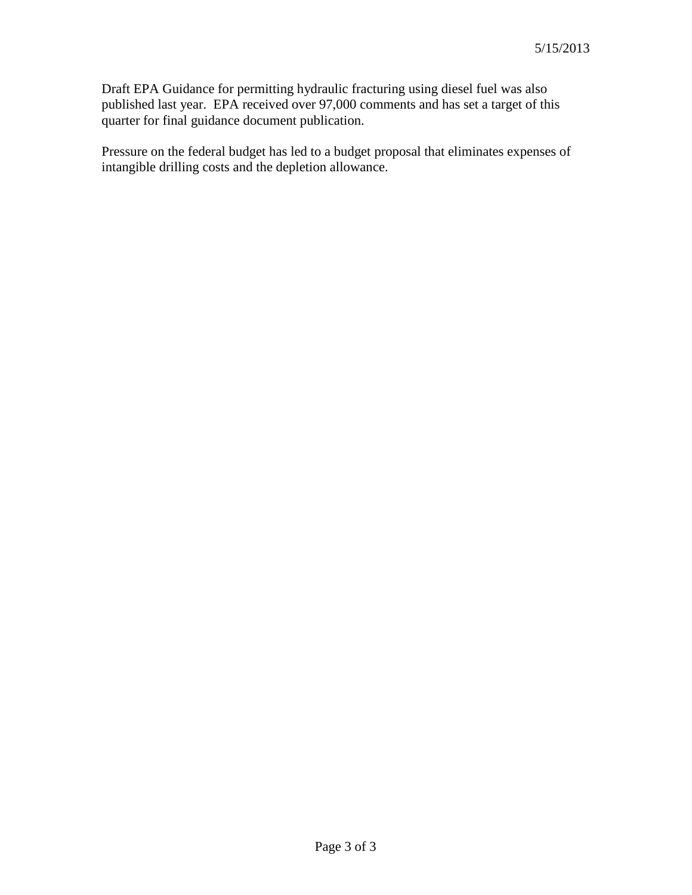Draft EPA Guidance for permitting hydraulic fracturing using diesel fuel was also published last year. EPA received over 97,000 comments and has set a target of this quarter for final guidance document publication.

Pressure on the federal budget has led to a budget proposal that eliminates expenses of intangible drilling costs and the depletion allowance.